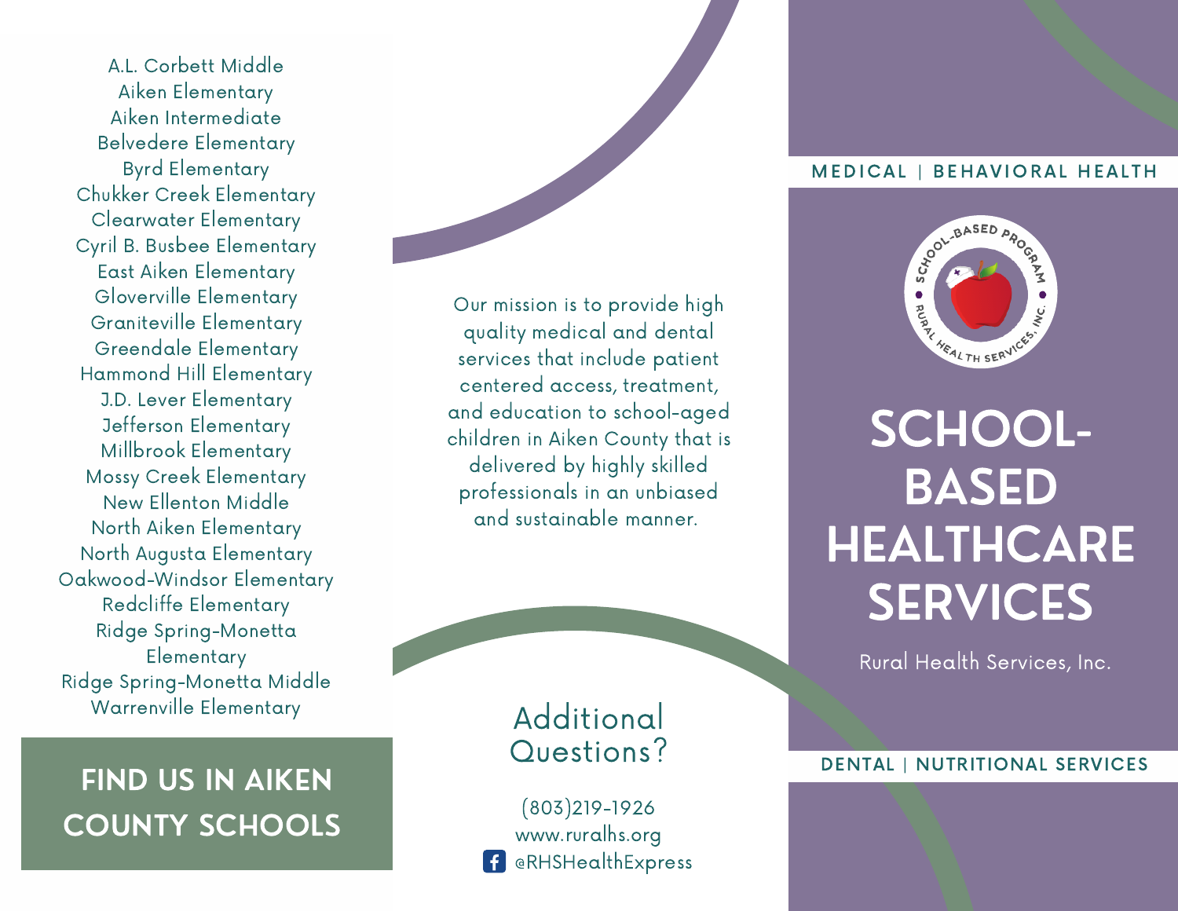A.L. Corbett Middle
Aiken Elementary
Aiken Intermediate
Belvedere Elementary
Byrd Elementary
Chukker Creek Elementary
Clearwater Elementary
Cyril B. Busbee Elementary
East Aiken Elementary
Gloverville Elementary
Graniteville Elementary
Greendale Elementary
Hammond Hill Elementary
J.D. Lever Elementary
Jefferson Elementary
Millbrook Elementary
Mossy Creek Elementary
New Ellenton Middle
North Aiken Elementary
North Augusta Elementary
Oakwood-Windsor Elementary
Redcliffe Elementary
Ridge Spring-Monetta Elementary
Ridge Spring-Monetta Middle
Warrenville Elementary

## FIND US IN AIKEN COUNTY SCHOOLS

Our mission is to provide high quality medical and dental services that include patient centered access, treatment, and education to school-aged children in Aiken County that is delivered by highly skilled professionals in an unbiased and sustainable manner.

## Additional Questions?

(803)219-1926
www.ruralhs.org
@RHSHealthExpress

MEDICAL | BEHAVIORAL HEALTH

SCHOOL-BASED PROGRAM • RURAL HEALTH SERVICES, INC. •

# SCHOOL-BASED HEALTHCARE SERVICES

Rural Health Services, Inc.

DENTAL | NUTRITIONAL SERVICES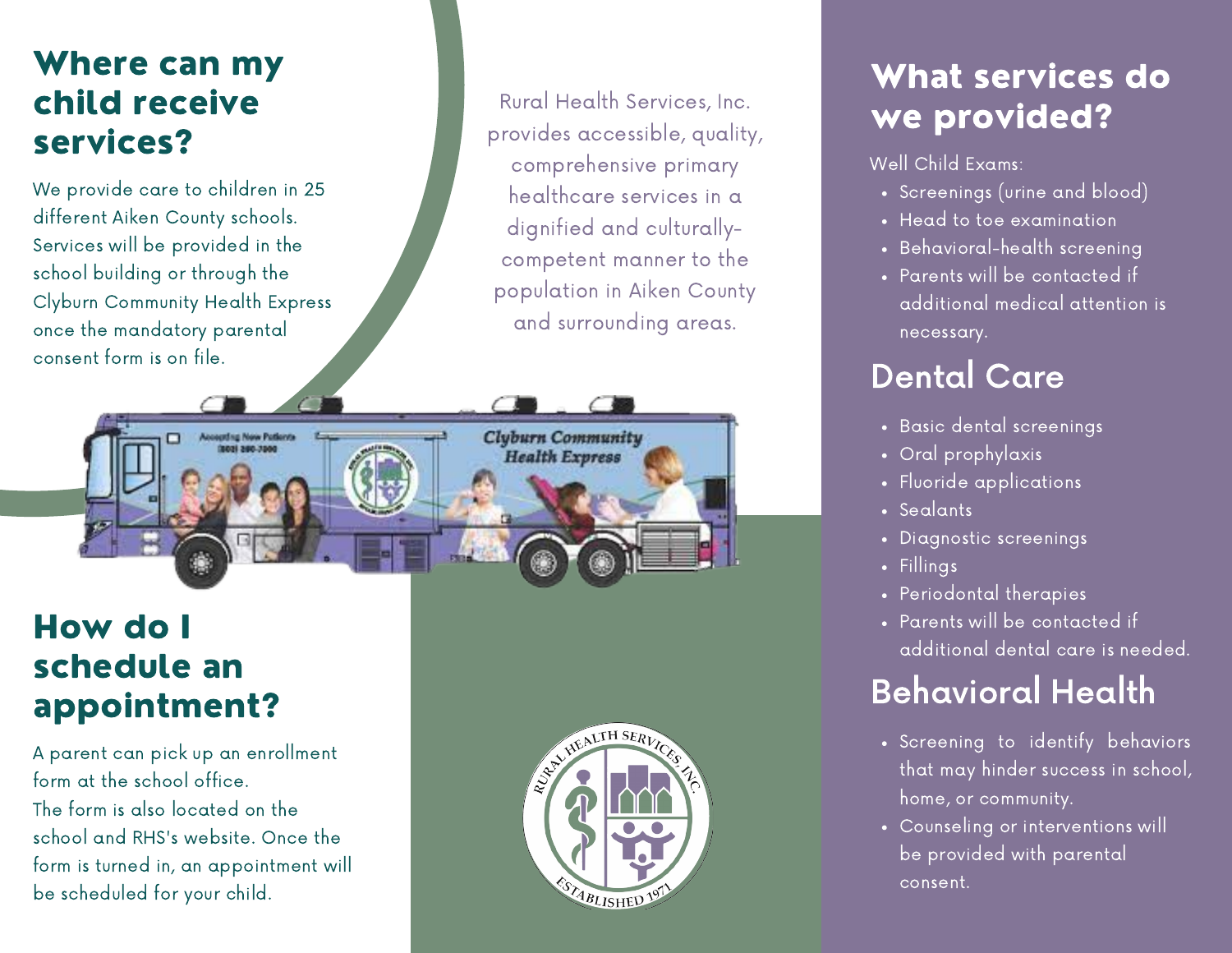## Where can my child receive services?

We provide care to children in 25 different Aiken County schools. Services will be provided in the school building or through the Clyburn Community Health Express once the mandatory parental consent form is on file.

## How do I schedule an appointment?

A parent can pick up an enrollment form at the school office.
The form is also located on the school and RHS's website. Once the form is turned in, an appointment will be scheduled for your child.

Rural Health Services, Inc. provides accessible, quality, comprehensive primary healthcare services in a dignified and culturally-competent manner to the population in Aiken County and surrounding areas.

## What services do we provided?

Well Child Exams:

- Screenings (urine and blood)
- Head to toe examination
- Behavioral-health screening
- Parents will be contacted if additional medical attention is necessary.

### Dental Care

- Basic dental screenings
- Oral prophylaxis
- Fluoride applications
- Sealants
- Diagnostic screenings
- Fillings
- Periodontal therapies
- Parents will be contacted if additional dental care is needed.

### Behavioral Health

- Screening to identify behaviors that may hinder success in school, home, or community.
- Counseling or interventions will be provided with parental consent.